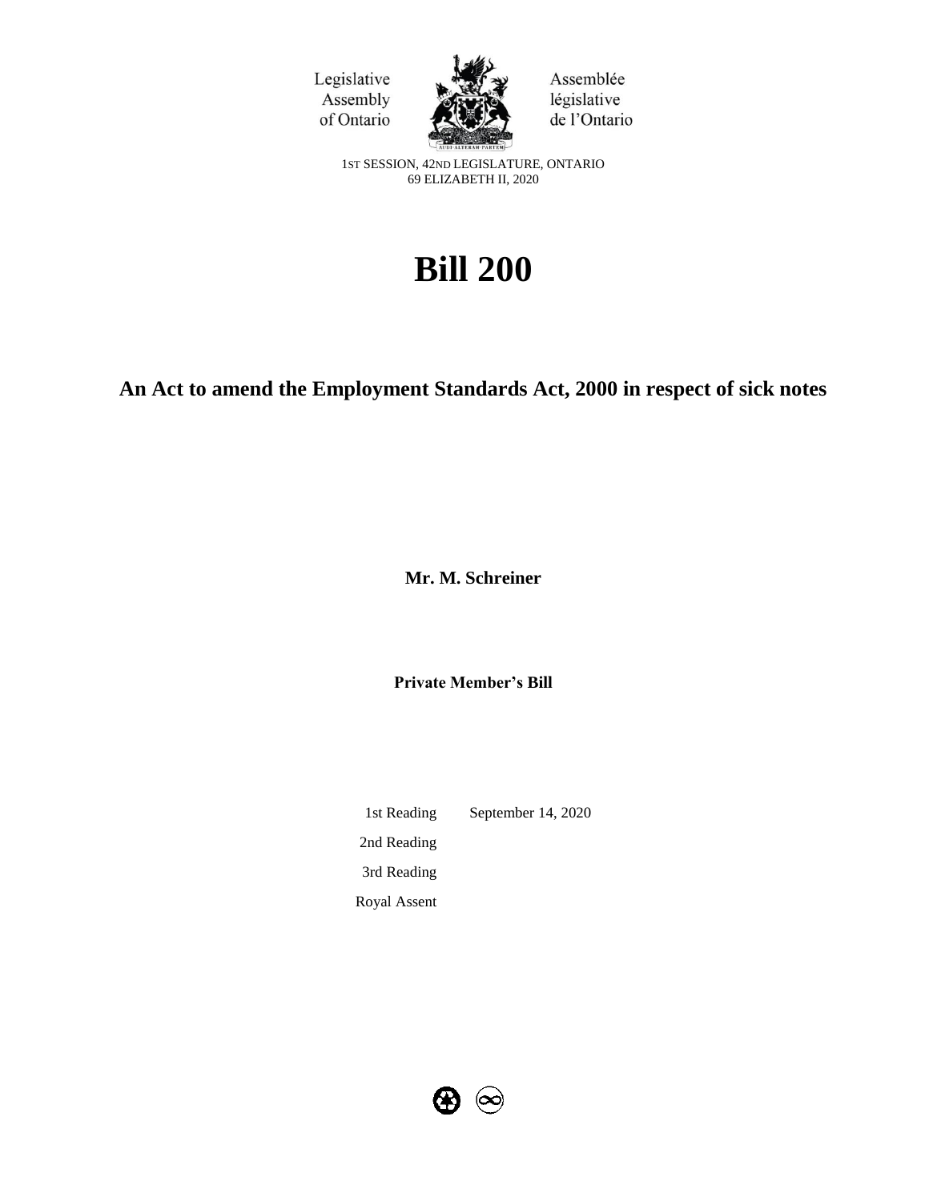Legislative Assembly of Ontario

Assemblée législative de l'Ontario

1ST SESSION, 42ND LEGISLATURE, ONTARIO
69 ELIZABETH II, 2020

# Bill 200

## An Act to amend the Employment Standards Act, 2000 in respect of sick notes

**Mr. M. Schreiner**

**Private Member's Bill**

| | |
|---|---|
| 1st Reading | September 14, 2020 |
| 2nd Reading | |
| 3rd Reading | |
| Royal Assent | |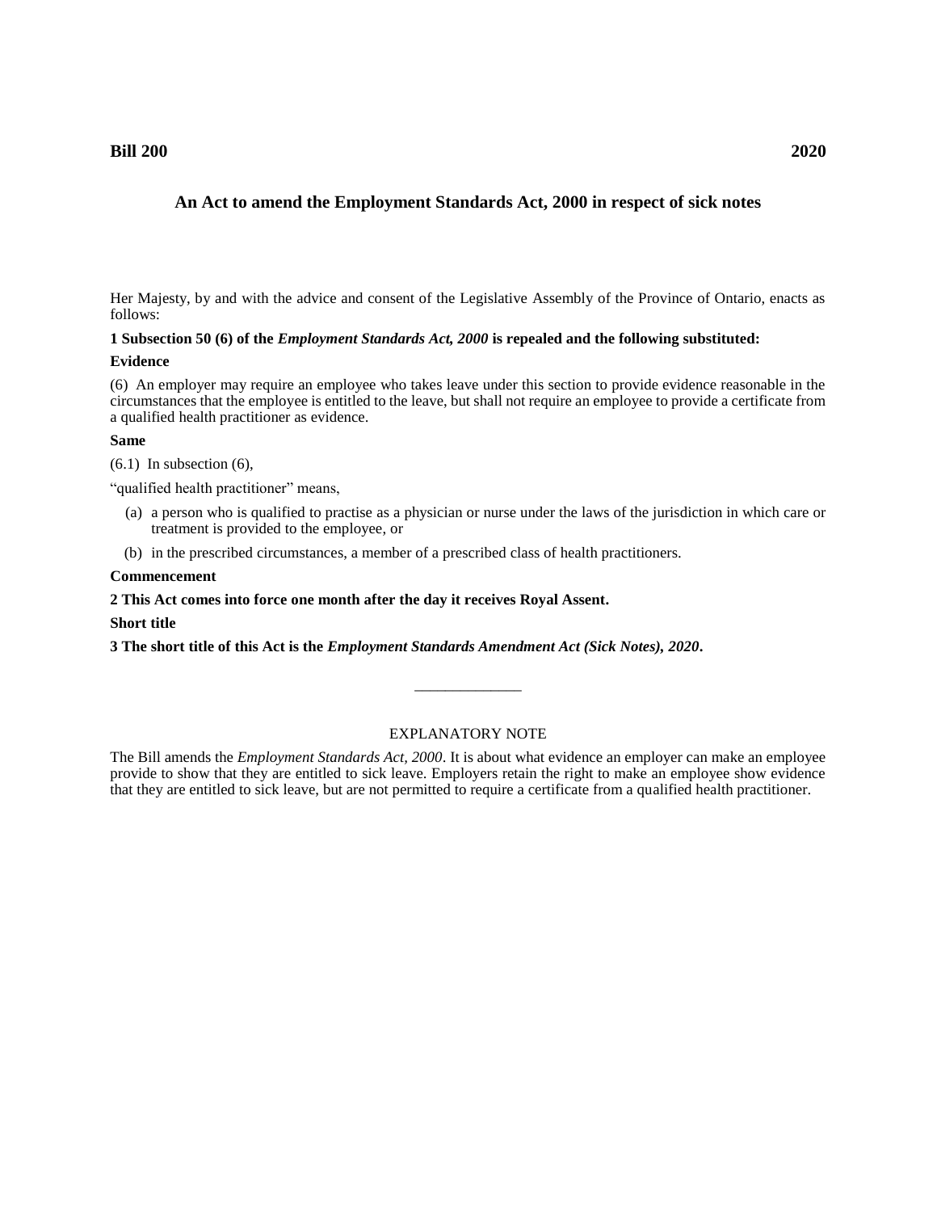**Bill 200** **2020**

## An Act to amend the Employment Standards Act, 2000 in respect of sick notes

Her Majesty, by and with the advice and consent of the Legislative Assembly of the Province of Ontario, enacts as follows:

**1 Subsection 50 (6) of the *Employment Standards Act, 2000* is repealed and the following substituted:**

**Evidence**

(6) An employer may require an employee who takes leave under this section to provide evidence reasonable in the circumstances that the employee is entitled to the leave, but shall not require an employee to provide a certificate from a qualified health practitioner as evidence.

**Same**

(6.1) In subsection (6),

"qualified health practitioner" means,

- (a) a person who is qualified to practise as a physician or nurse under the laws of the jurisdiction in which care or treatment is provided to the employee, or
- (b) in the prescribed circumstances, a member of a prescribed class of health practitioners.

**Commencement**

**2 This Act comes into force one month after the day it receives Royal Assent.**

**Short title**

**3 The short title of this Act is the *Employment Standards Amendment Act (Sick Notes), 2020*.**

---

EXPLANATORY NOTE

The Bill amends the *Employment Standards Act, 2000*. It is about what evidence an employer can make an employee provide to show that they are entitled to sick leave. Employers retain the right to make an employee show evidence that they are entitled to sick leave, but are not permitted to require a certificate from a qualified health practitioner.